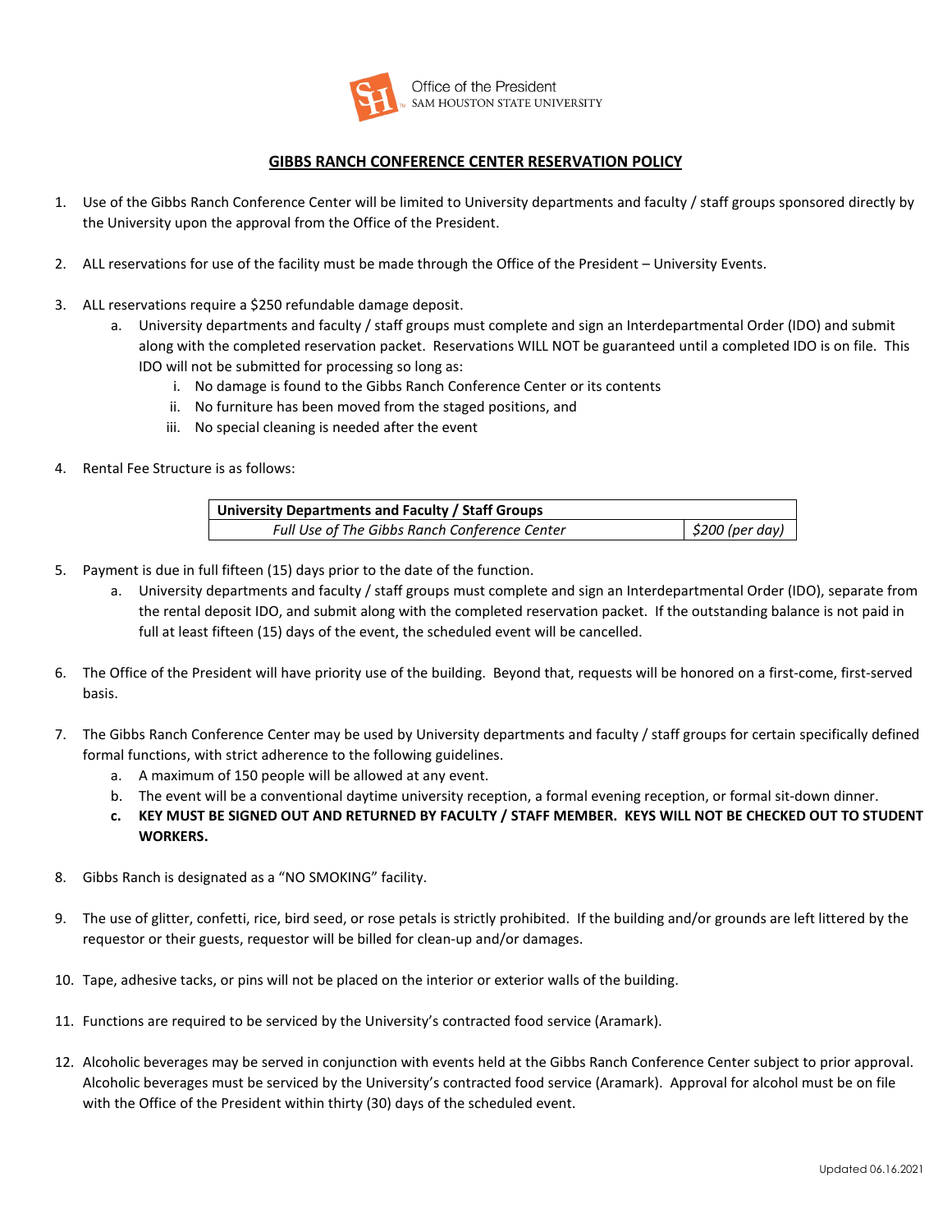Office of the President
SAM HOUSTON STATE UNIVERSITY

# GIBBS RANCH CONFERENCE CENTER RESERVATION POLICY

1. Use of the Gibbs Ranch Conference Center will be limited to University departments and faculty / staff groups sponsored directly by the University upon the approval from the Office of the President.

2. ALL reservations for use of the facility must be made through the Office of the President – University Events.

3. ALL reservations require a $250 refundable damage deposit.
   a. University departments and faculty / staff groups must complete and sign an Interdepartmental Order (IDO) and submit along with the completed reservation packet. Reservations WILL NOT be guaranteed until a completed IDO is on file. This IDO will not be submitted for processing so long as:
      i. No damage is found to the Gibbs Ranch Conference Center or its contents
      ii. No furniture has been moved from the staged positions, and
      iii. No special cleaning is needed after the event

4. Rental Fee Structure is as follows:

| **University Departments and Faculty / Staff Groups** | |
|---|---|
| *Full Use of The Gibbs Ranch Conference Center* | *$200 (per day)* |

5. Payment is due in full fifteen (15) days prior to the date of the function.
   a. University departments and faculty / staff groups must complete and sign an Interdepartmental Order (IDO), separate from the rental deposit IDO, and submit along with the completed reservation packet. If the outstanding balance is not paid in full at least fifteen (15) days of the event, the scheduled event will be cancelled.

6. The Office of the President will have priority use of the building. Beyond that, requests will be honored on a first-come, first-served basis.

7. The Gibbs Ranch Conference Center may be used by University departments and faculty / staff groups for certain specifically defined formal functions, with strict adherence to the following guidelines.
   a. A maximum of 150 people will be allowed at any event.
   b. The event will be a conventional daytime university reception, a formal evening reception, or formal sit-down dinner.
   **c. KEY MUST BE SIGNED OUT AND RETURNED BY FACULTY / STAFF MEMBER. KEYS WILL NOT BE CHECKED OUT TO STUDENT WORKERS.**

8. Gibbs Ranch is designated as a "NO SMOKING" facility.

9. The use of glitter, confetti, rice, bird seed, or rose petals is strictly prohibited. If the building and/or grounds are left littered by the requestor or their guests, requestor will be billed for clean-up and/or damages.

10. Tape, adhesive tacks, or pins will not be placed on the interior or exterior walls of the building.

11. Functions are required to be serviced by the University's contracted food service (Aramark).

12. Alcoholic beverages may be served in conjunction with events held at the Gibbs Ranch Conference Center subject to prior approval. Alcoholic beverages must be serviced by the University's contracted food service (Aramark). Approval for alcohol must be on file with the Office of the President within thirty (30) days of the scheduled event.

Updated 06.16.2021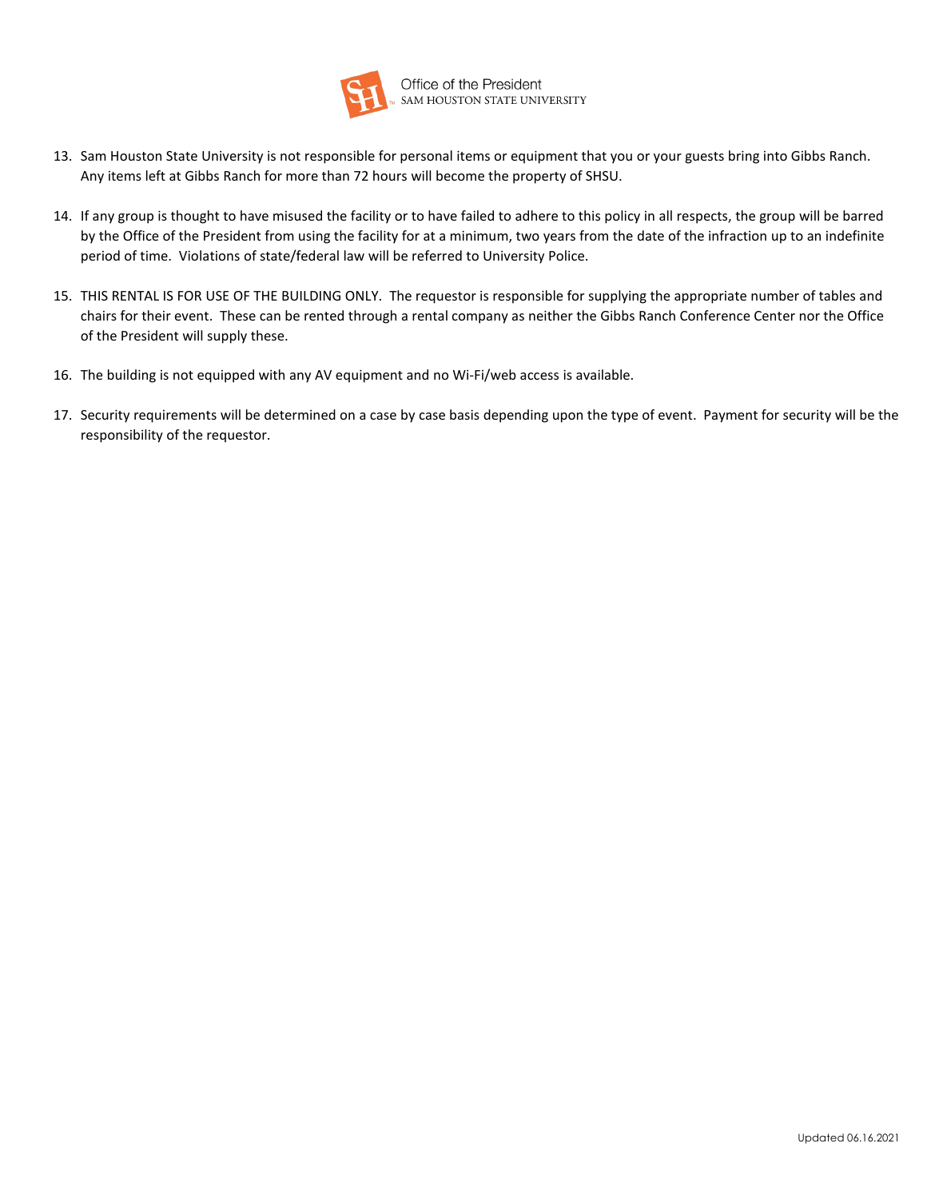13. Sam Houston State University is not responsible for personal items or equipment that you or your guests bring into Gibbs Ranch. Any items left at Gibbs Ranch for more than 72 hours will become the property of SHSU.

14. If any group is thought to have misused the facility or to have failed to adhere to this policy in all respects, the group will be barred by the Office of the President from using the facility for at a minimum, two years from the date of the infraction up to an indefinite period of time. Violations of state/federal law will be referred to University Police.

15. THIS RENTAL IS FOR USE OF THE BUILDING ONLY. The requestor is responsible for supplying the appropriate number of tables and chairs for their event. These can be rented through a rental company as neither the Gibbs Ranch Conference Center nor the Office of the President will supply these.

16. The building is not equipped with any AV equipment and no Wi-Fi/web access is available.

17. Security requirements will be determined on a case by case basis depending upon the type of event. Payment for security will be the responsibility of the requestor.

Updated 06.16.2021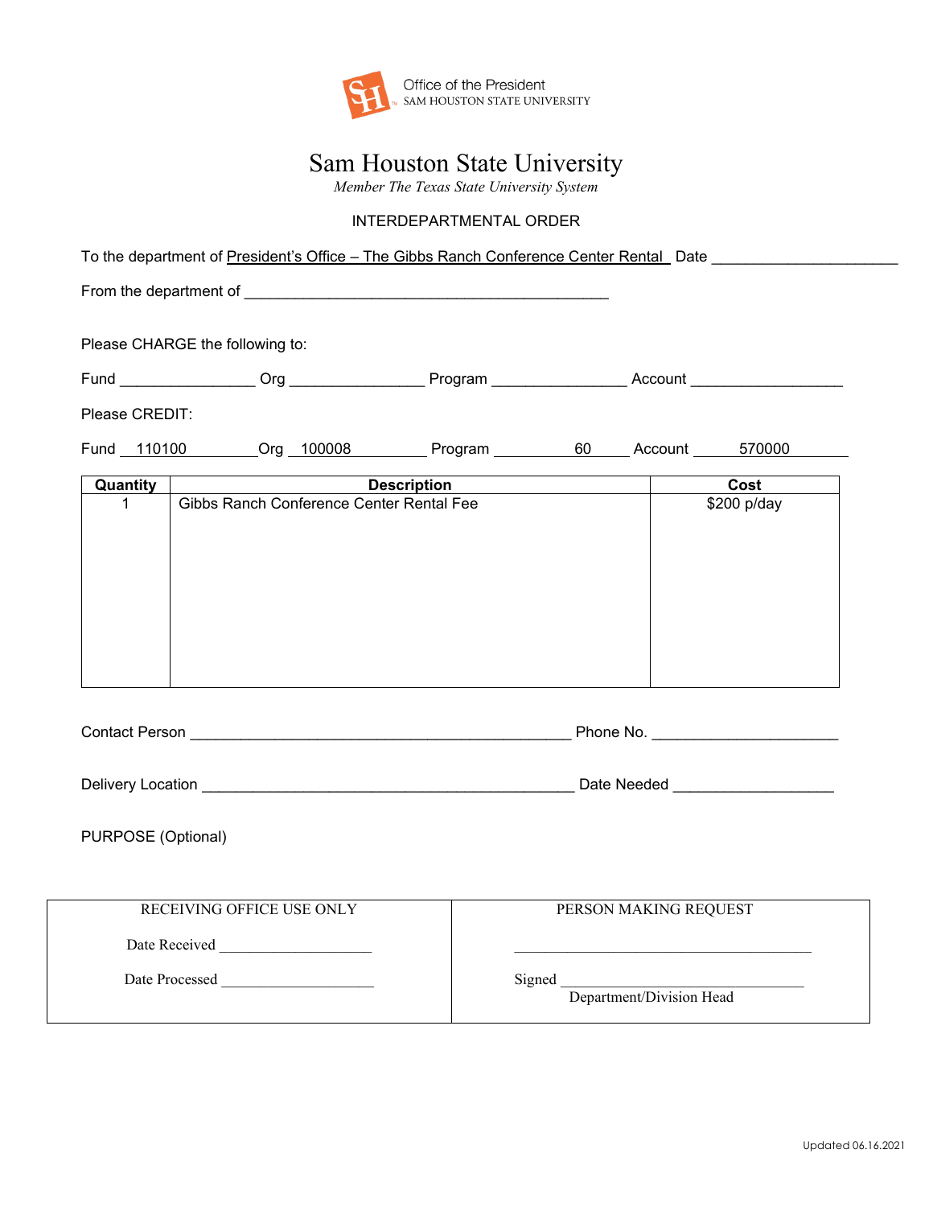Office of the President
SAM HOUSTON STATE UNIVERSITY

# Sam Houston State University

*Member The Texas State University System*

INTERDEPARTMENTAL ORDER

To the department of President's Office – The Gibbs Ranch Conference Center Rental Date ____________________

From the department of ________________________________________

Please CHARGE the following to:

Fund ______________ Org ______________ Program ______________ Account ________________

Please CREDIT:

Fund 110100 Org 100008 Program 60 Account 570000

| Quantity | Description | Cost |
|---|---|---|
| 1 | Gibbs Ranch Conference Center Rental Fee | $200 p/day |

Contact Person ________________________________________ Phone No. ____________________

Delivery Location ________________________________________ Date Needed __________________

PURPOSE (Optional)

| RECEIVING OFFICE USE ONLY | PERSON MAKING REQUEST |
|---|---|
| Date Received __________________ | __________________________________ |
| Date Processed __________________ | Signed ______________________________ Department/Division Head |

Updated 06.16.2021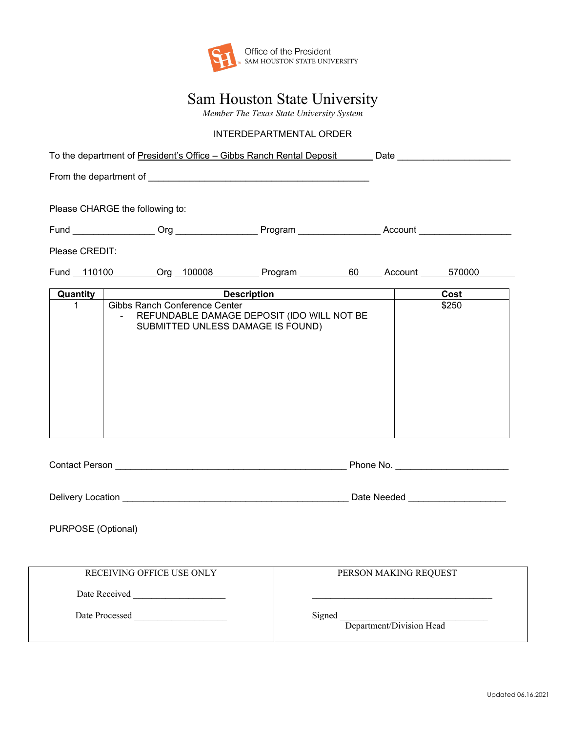Office of the President
SAM HOUSTON STATE UNIVERSITY

# Sam Houston State University

*Member The Texas State University System*

## INTERDEPARTMENTAL ORDER

To the department of President's Office – Gibbs Ranch Rental Deposit Date ____________________

From the department of ________________________________________

Please CHARGE the following to:

Fund ______________ Org ______________ Program ______________ Account ________________

Please CREDIT:

Fund 110100 Org 100008 Program 60 Account 570000

| Quantity | Description | Cost |
|---|---|---|
| 1 | Gibbs Ranch Conference Center<br>- REFUNDABLE DAMAGE DEPOSIT (IDO WILL NOT BE SUBMITTED UNLESS DAMAGE IS FOUND) | $250 |

Contact Person ________________________________________ Phone No. ____________________

Delivery Location ________________________________________ Date Needed __________________

PURPOSE (Optional)

| RECEIVING OFFICE USE ONLY | PERSON MAKING REQUEST |
|---|---|
| Date Received __________________ | ________________________________________ |
| Date Processed __________________ | Signed ________________________________<br>Department/Division Head |

Updated 06.16.2021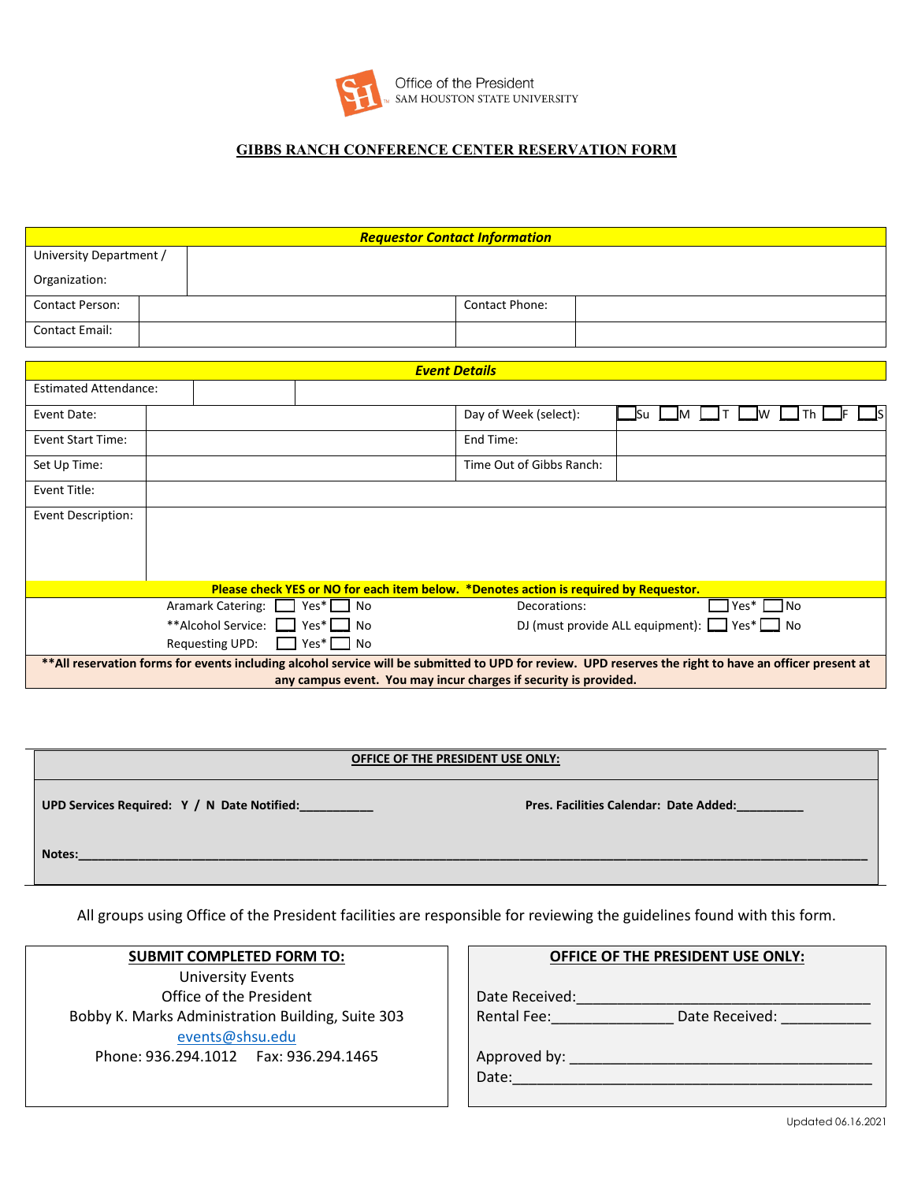Office of the President
SAM HOUSTON STATE UNIVERSITY

# GIBBS RANCH CONFERENCE CENTER RESERVATION FORM

| ***Requestor Contact Information*** | | | |
|---|---|---|---|
| University Department / Organization: | | | |
| Contact Person: | | Contact Phone: | |
| Contact Email: | | | |

| ***Event Details*** | | | |
|---|---|---|---|
| Estimated Attendance: | | | |
| Event Date: | | Day of Week (select): | ☐ Su ☐ M ☐ T ☐ W ☐ Th ☐ F ☐ S |
| Event Start Time: | | End Time: | |
| Set Up Time: | | Time Out of Gibbs Ranch: | |
| Event Title: | | | |
| Event Description: | | | |

**Please check YES or NO for each item below. \*Denotes action is required by Requestor.**

| | | | |
|---|---|---|---|
| Aramark Catering: | ☐ Yes\* ☐ No | Decorations: | ☐ Yes\* ☐ No |
| \*\*Alcohol Service: | ☐ Yes\* ☐ No | DJ (must provide ALL equipment): | ☐ Yes\* ☐ No |
| Requesting UPD: | ☐ Yes\* ☐ No | | |

**\*\*All reservation forms for events including alcohol service will be submitted to UPD for review. UPD reserves the right to have an officer present at any campus event. You may incur charges if security is provided.**

**OFFICE OF THE PRESIDENT USE ONLY:**

**UPD Services Required: Y / N Date Notified:\_\_\_\_\_\_\_\_\_\_\_** **Pres. Facilities Calendar: Date Added:\_\_\_\_\_\_\_\_\_\_**

**Notes:\_\_\_\_\_\_\_\_\_\_\_\_\_\_\_\_\_\_\_\_\_\_\_\_\_\_\_\_\_\_\_\_\_\_\_\_\_\_\_\_\_\_\_\_\_\_\_\_\_\_\_\_\_\_\_\_\_\_\_\_**

All groups using Office of the President facilities are responsible for reviewing the guidelines found with this form.

**SUBMIT COMPLETED FORM TO:**
University Events
Office of the President
Bobby K. Marks Administration Building, Suite 303
events@shsu.edu
Phone: 936.294.1012 Fax: 936.294.1465

**OFFICE OF THE PRESIDENT USE ONLY:**

Date Received:\_\_\_\_\_\_\_\_\_\_\_\_\_\_\_\_\_\_\_\_\_\_\_\_\_\_\_\_\_\_\_\_\_\_
Rental Fee:\_\_\_\_\_\_\_\_\_\_\_\_\_\_\_ Date Received: \_\_\_\_\_\_\_\_\_\_\_

Approved by: \_\_\_\_\_\_\_\_\_\_\_\_\_\_\_\_\_\_\_\_\_\_\_\_\_\_\_\_\_\_\_\_\_\_\_
Date:\_\_\_\_\_\_\_\_\_\_\_\_\_\_\_\_\_\_\_\_\_\_\_\_\_\_\_\_\_\_\_\_\_\_\_\_\_\_\_\_\_\_\_\_

Updated 06.16.2021